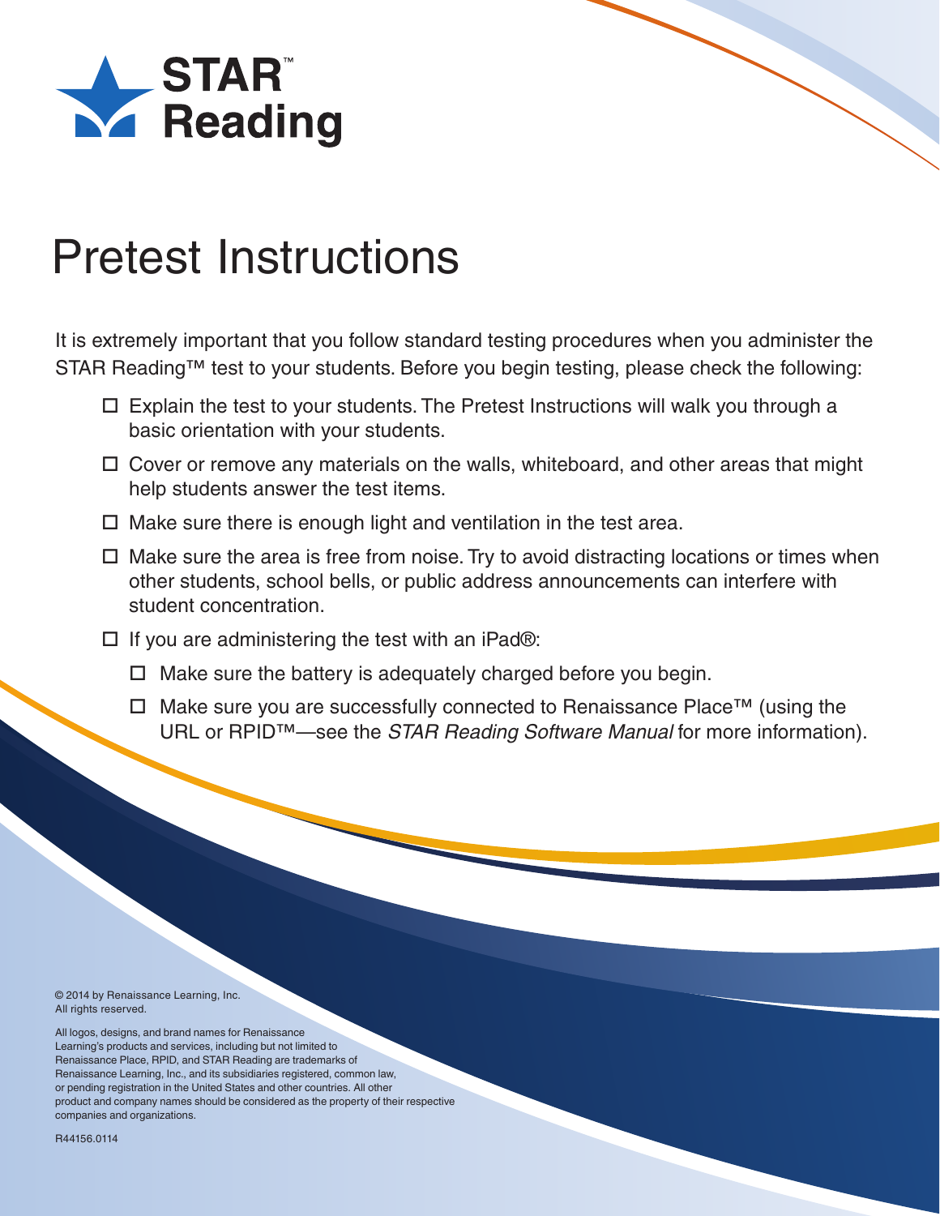# STAR™ Reading

## Pretest Instructions

It is extremely important that you follow standard testing procedures when you administer the STAR Reading™ test to your students. Before you begin testing, please check the following:

- ☐ Explain the test to your students. The Pretest Instructions will walk you through a basic orientation with your students.
- ☐ Cover or remove any materials on the walls, whiteboard, and other areas that might help students answer the test items.
- ☐ Make sure there is enough light and ventilation in the test area.
- ☐ Make sure the area is free from noise. Try to avoid distracting locations or times when other students, school bells, or public address announcements can interfere with student concentration.
- ☐ If you are administering the test with an iPad®:
  - ☐ Make sure the battery is adequately charged before you begin.
  - ☐ Make sure you are successfully connected to Renaissance Place™ (using the URL or RPID™—see the *STAR Reading Software Manual* for more information).

© 2014 by Renaissance Learning, Inc.
All rights reserved.

All logos, designs, and brand names for Renaissance Learning's products and services, including but not limited to Renaissance Place, RPID, and STAR Reading are trademarks of Renaissance Learning, Inc., and its subsidiaries registered, common law, or pending registration in the United States and other countries. All other product and company names should be considered as the property of their respective companies and organizations.

R44156.0114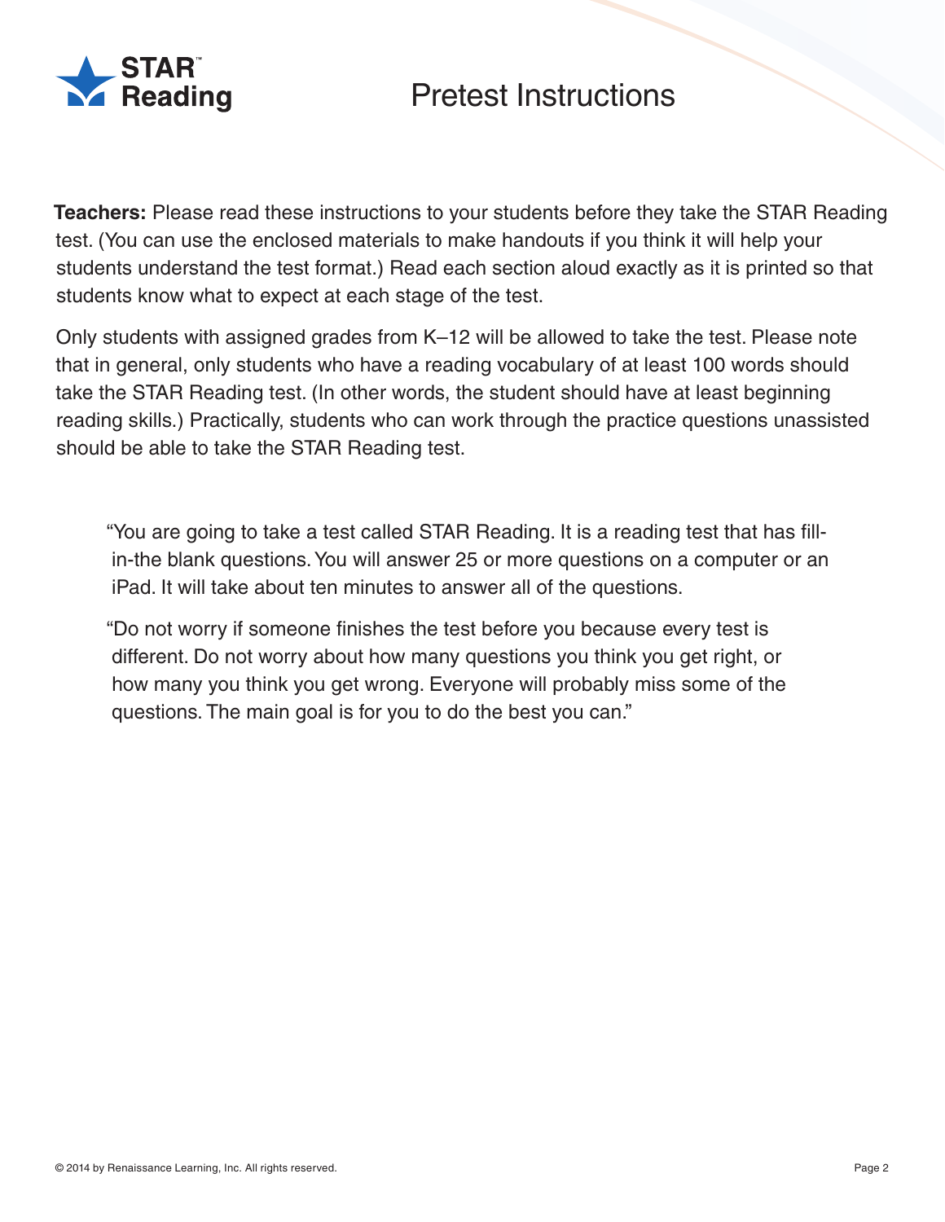# Pretest Instructions

**Teachers:** Please read these instructions to your students before they take the STAR Reading test. (You can use the enclosed materials to make handouts if you think it will help your students understand the test format.) Read each section aloud exactly as it is printed so that students know what to expect at each stage of the test.

Only students with assigned grades from K–12 will be allowed to take the test. Please note that in general, only students who have a reading vocabulary of at least 100 words should take the STAR Reading test. (In other words, the student should have at least beginning reading skills.) Practically, students who can work through the practice questions unassisted should be able to take the STAR Reading test.

> "You are going to take a test called STAR Reading. It is a reading test that has fill-in-the blank questions. You will answer 25 or more questions on a computer or an iPad. It will take about ten minutes to answer all of the questions.
>
> "Do not worry if someone finishes the test before you because every test is different. Do not worry about how many questions you think you get right, or how many you think you get wrong. Everyone will probably miss some of the questions. The main goal is for you to do the best you can."

© 2014 by Renaissance Learning, Inc. All rights reserved.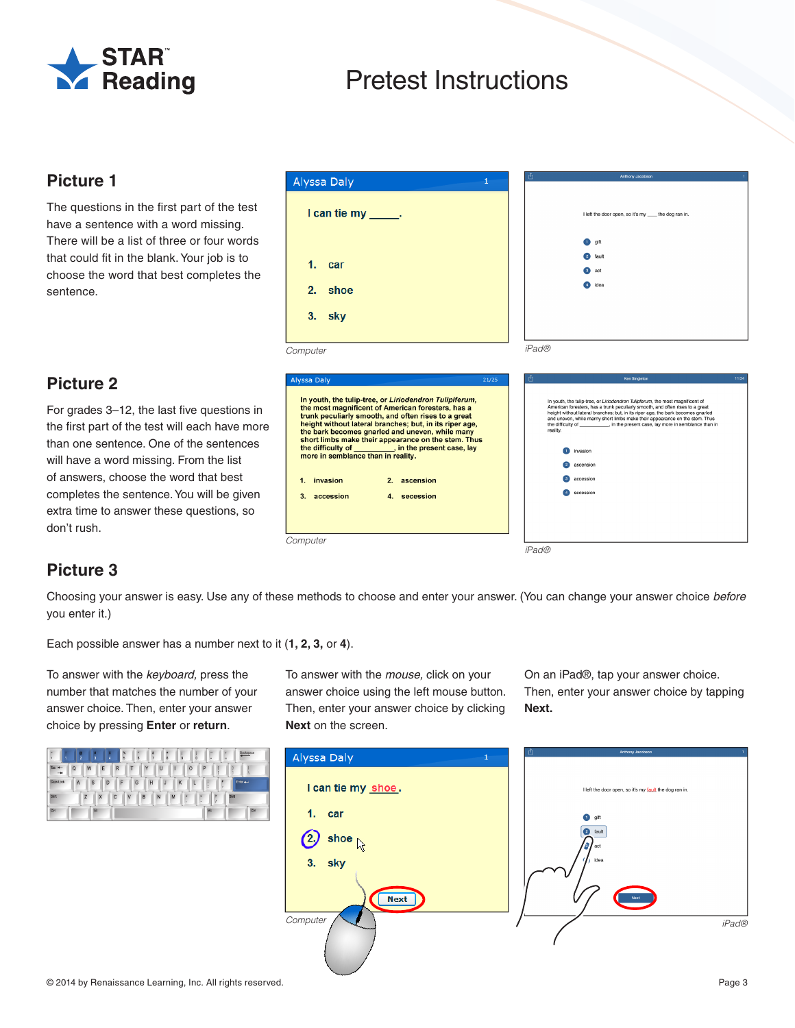# Pretest Instructions

## Picture 1

The questions in the first part of the test have a sentence with a word missing. There will be a list of three or four words that could fit in the blank. Your job is to choose the word that best completes the sentence.

Computer

iPad®

## Picture 2

For grades 3–12, the last five questions in the first part of the test will each have more than one sentence. One of the sentences will have a word missing. From the list of answers, choose the word that best completes the sentence. You will be given extra time to answer these questions, so don't rush.

Computer

iPad®

## Picture 3

Choosing your answer is easy. Use any of these methods to choose and enter your answer. (You can change your answer choice *before* you enter it.)

Each possible answer has a number next to it (**1, 2, 3,** or **4**).

To answer with the *keyboard,* press the number that matches the number of your answer choice. Then, enter your answer choice by pressing **Enter** or **return**.

To answer with the *mouse,* click on your answer choice using the left mouse button. Then, enter your answer choice by clicking **Next** on the screen.

On an iPad®, tap your answer choice. Then, enter your answer choice by tapping **Next.**

Computer

iPad®

© 2014 by Renaissance Learning, Inc. All rights reserved.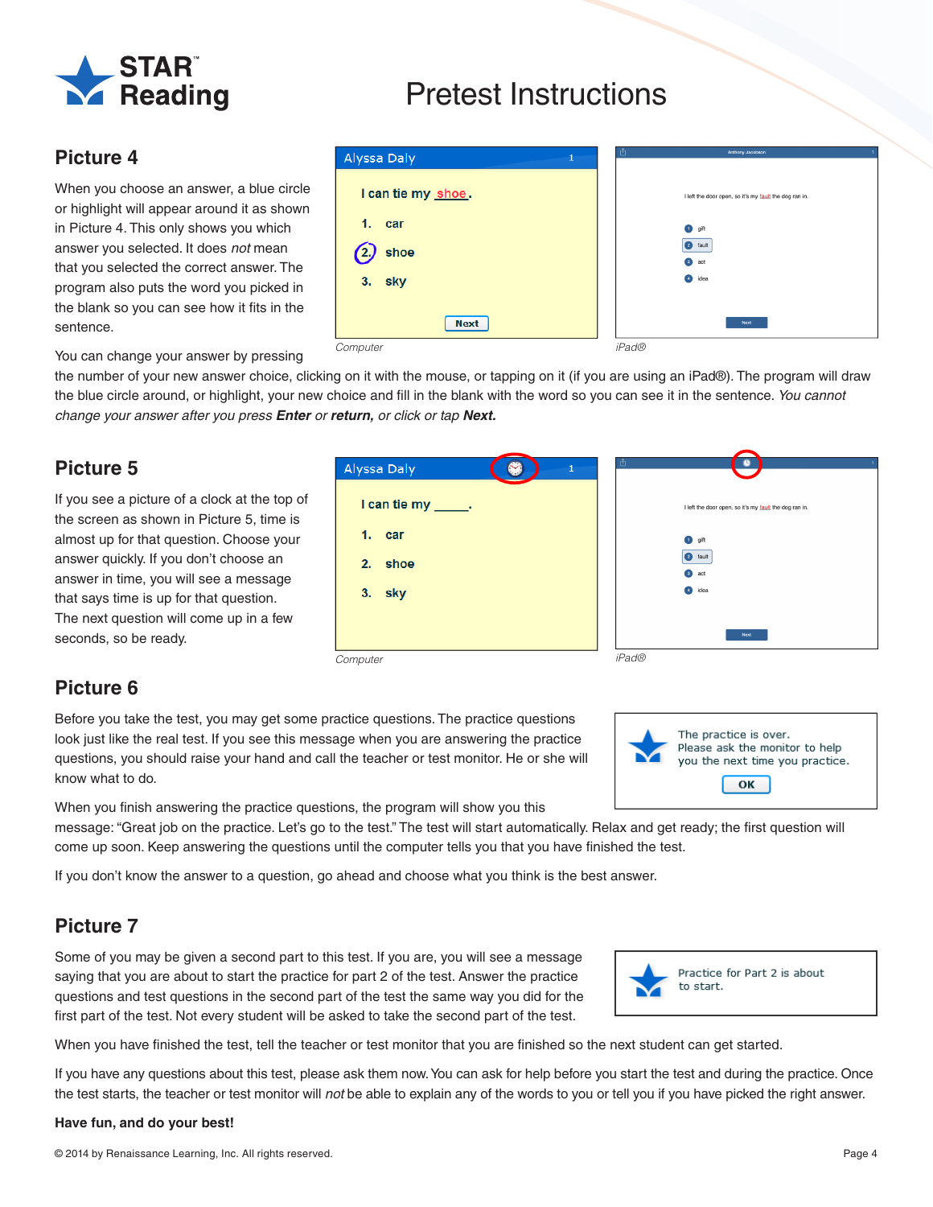# Pretest Instructions

## Picture 4

When you choose an answer, a blue circle or highlight will appear around it as shown in Picture 4. This only shows you which answer you selected. It does *not* mean that you selected the correct answer. The program also puts the word you picked in the blank so you can see how it fits in the sentence.

Computer

iPad®

You can change your answer by pressing the number of your new answer choice, clicking on it with the mouse, or tapping on it (if you are using an iPad®). The program will draw the blue circle around, or highlight, your new choice and fill in the blank with the word so you can see it in the sentence. *You cannot change your answer after you press* ***Enter*** *or* ***return,*** *or click or tap* ***Next.***

## Picture 5

If you see a picture of a clock at the top of the screen as shown in Picture 5, time is almost up for that question. Choose your answer quickly. If you don't choose an answer in time, you will see a message that says time is up for that question. The next question will come up in a few seconds, so be ready.

Computer

iPad®

## Picture 6

Before you take the test, you may get some practice questions. The practice questions look just like the real test. If you see this message when you are answering the practice questions, you should raise your hand and call the teacher or test monitor. He or she will know what to do.

When you finish answering the practice questions, the program will show you this message: "Great job on the practice. Let's go to the test." The test will start automatically. Relax and get ready; the first question will come up soon. Keep answering the questions until the computer tells you that you have finished the test.

If you don't know the answer to a question, go ahead and choose what you think is the best answer.

## Picture 7

Some of you may be given a second part to this test. If you are, you will see a message saying that you are about to start the practice for part 2 of the test. Answer the practice questions and test questions in the second part of the test the same way you did for the first part of the test. Not every student will be asked to take the second part of the test.

When you have finished the test, tell the teacher or test monitor that you are finished so the next student can get started.

If you have any questions about this test, please ask them now. You can ask for help before you start the test and during the practice. Once the test starts, the teacher or test monitor will *not* be able to explain any of the words to you or tell you if you have picked the right answer.

**Have fun, and do your best!**

© 2014 by Renaissance Learning, Inc. All rights reserved.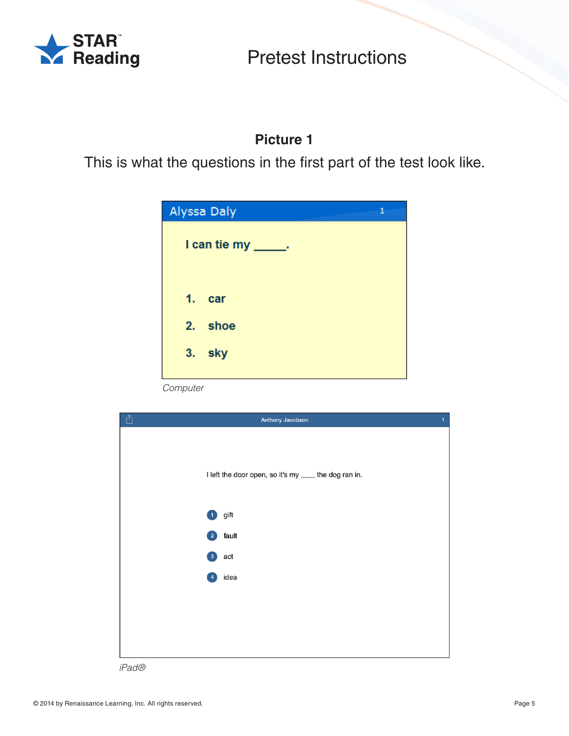# Pretest Instructions

## Picture 1

This is what the questions in the first part of the test look like.

Alyssa Daly 1

**I can tie my _____.**

1. **car**
2. **shoe**
3. **sky**

*Computer*

Anthony Jacobson 1

I left the door open, so it's my ____ the dog ran in.

1. gift
2. fault
3. act
4. idea

*iPad®*

© 2014 by Renaissance Learning, Inc. All rights reserved.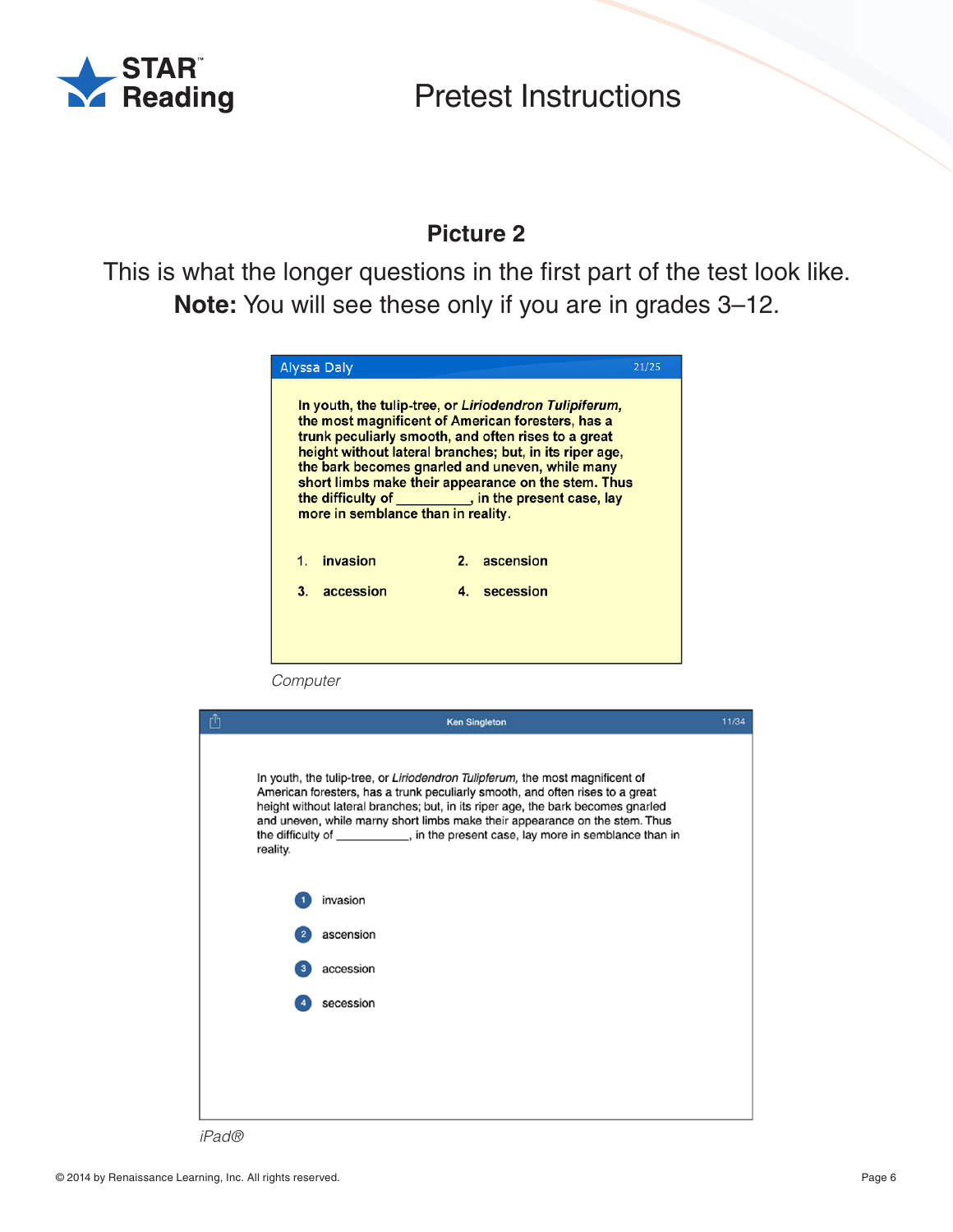# Pretest Instructions

## Picture 2

This is what the longer questions in the first part of the test look like.
**Note:** You will see these only if you are in grades 3–12.

Alyssa Daly 21/25

**In youth, the tulip-tree, or *Liriodendron Tulipiferum,* the most magnificent of American foresters, has a trunk peculiarly smooth, and often rises to a great height without lateral branches; but, in its riper age, the bark becomes gnarled and uneven, while many short limbs make their appearance on the stem. Thus the difficulty of __________, in the present case, lay more in semblance than in reality.**

1. **invasion**
2. **ascension**
3. **accession**
4. **secession**

*Computer*

Ken Singleton 11/34

In youth, the tulip-tree, or *Liriodendron Tulipferum,* the most magnificent of American foresters, has a trunk peculiarly smooth, and often rises to a great height without lateral branches; but, in its riper age, the bark becomes gnarled and uneven, while marny short limbs make their appearance on the stem. Thus the difficulty of ___________, in the present case, lay more in semblance than in reality.

1. invasion
2. ascension
3. accession
4. secession

*iPad®*

© 2014 by Renaissance Learning, Inc. All rights reserved.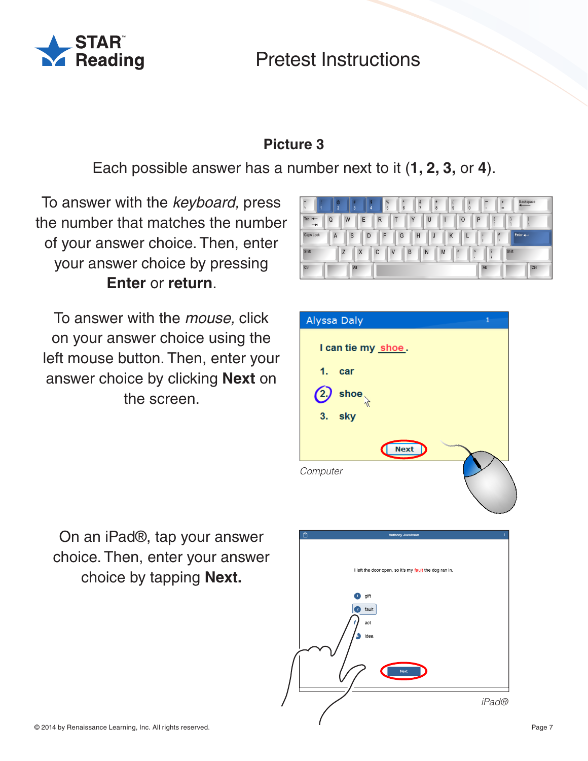# Pretest Instructions

## Picture 3

Each possible answer has a number next to it (**1, 2, 3,** or **4**).

To answer with the *keyboard,* press the number that matches the number of your answer choice. Then, enter your answer choice by pressing **Enter** or **return**.

To answer with the *mouse,* click on your answer choice using the left mouse button. Then, enter your answer choice by clicking **Next** on the screen.

*Computer*

On an iPad®, tap your answer choice. Then, enter your answer choice by tapping **Next.**

*iPad®*

© 2014 by Renaissance Learning, Inc. All rights reserved.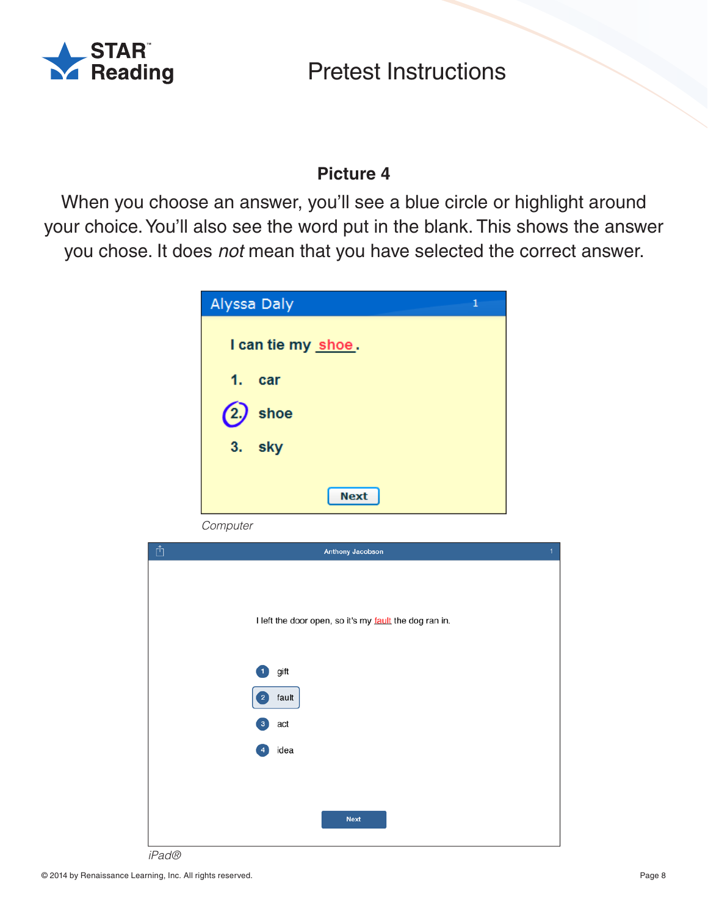## Picture 4

When you choose an answer, you'll see a blue circle or highlight around your choice. You'll also see the word put in the blank. This shows the answer you chose. It does *not* mean that you have selected the correct answer.

Alyssa Daly 1

I can tie my shoe.

1. car
2. shoe
3. sky

Next

*Computer*

Anthony Jacobson 1

I left the door open, so it's my fault the dog ran in.

1. gift
2. fault
3. act
4. idea

Next

*iPad®*

© 2014 by Renaissance Learning, Inc. All rights reserved.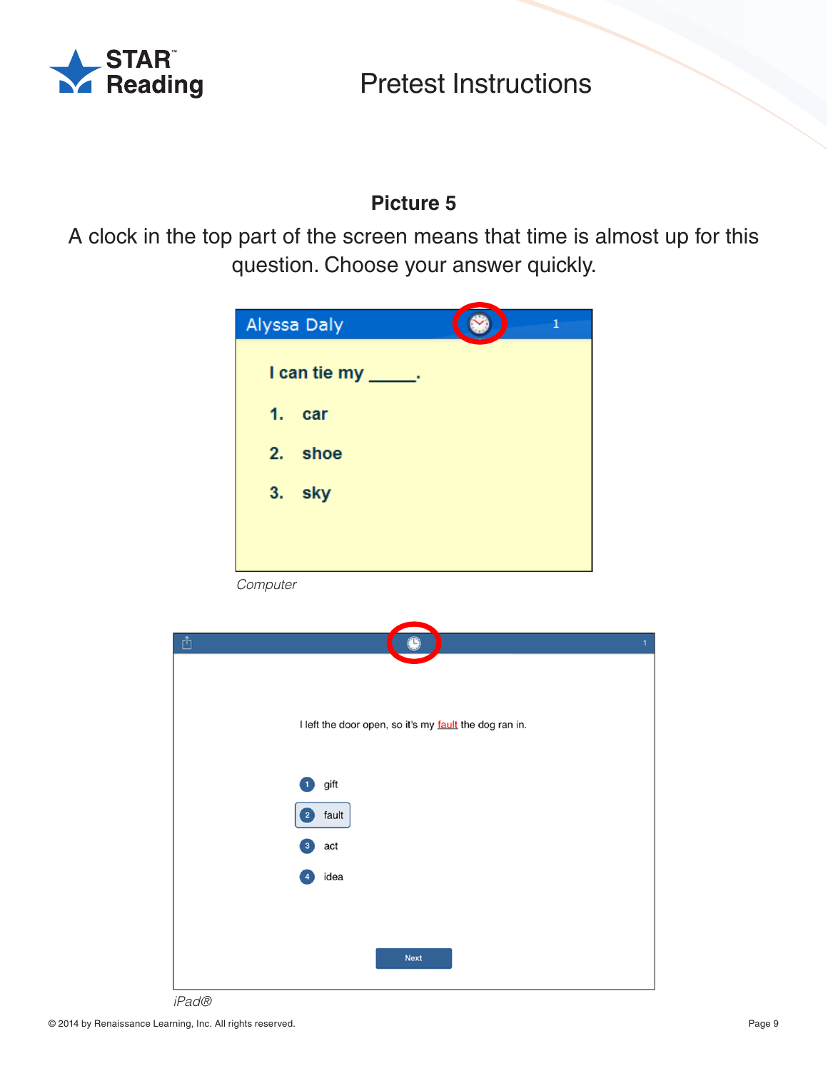# Pretest Instructions

### Picture 5

A clock in the top part of the screen means that time is almost up for this question. Choose your answer quickly.

Alyssa Daly 1

I can tie my _____.

1. car
2. shoe
3. sky

*Computer*

I left the door open, so it's my fault the dog ran in.

1. gift
2. fault
3. act
4. idea

Next

*iPad®*

© 2014 by Renaissance Learning, Inc. All rights reserved.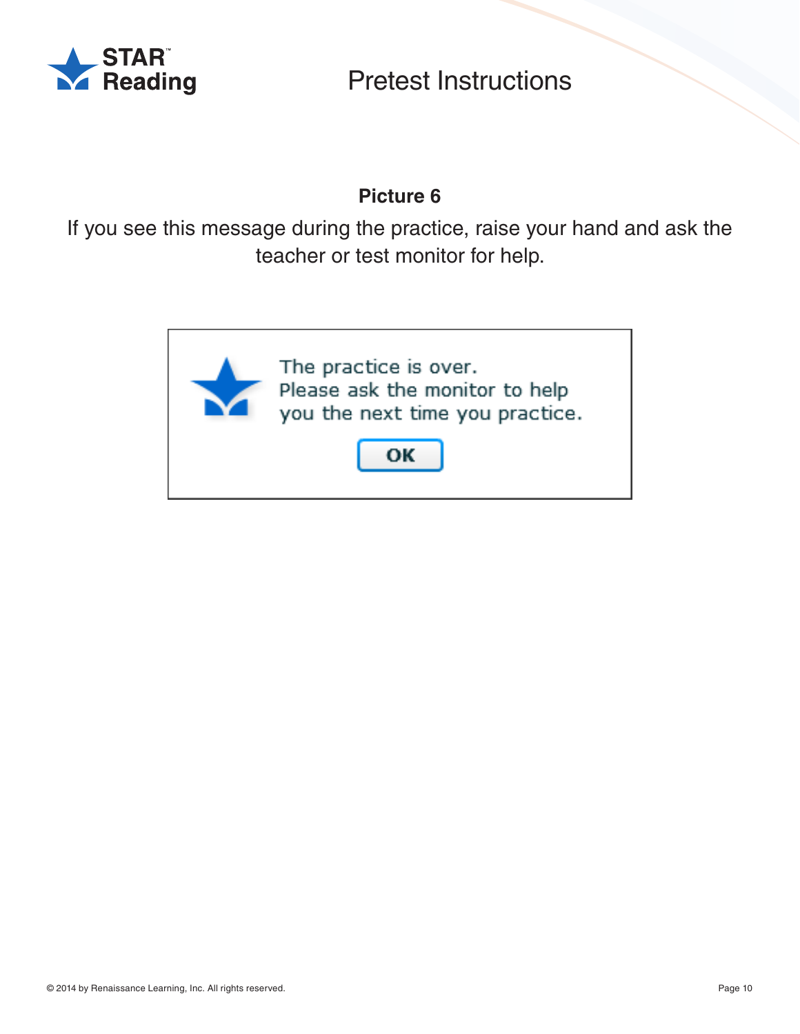# Pretest Instructions

**Picture 6**

If you see this message during the practice, raise your hand and ask the teacher or test monitor for help.

The practice is over.
Please ask the monitor to help you the next time you practice.

OK

© 2014 by Renaissance Learning, Inc. All rights reserved.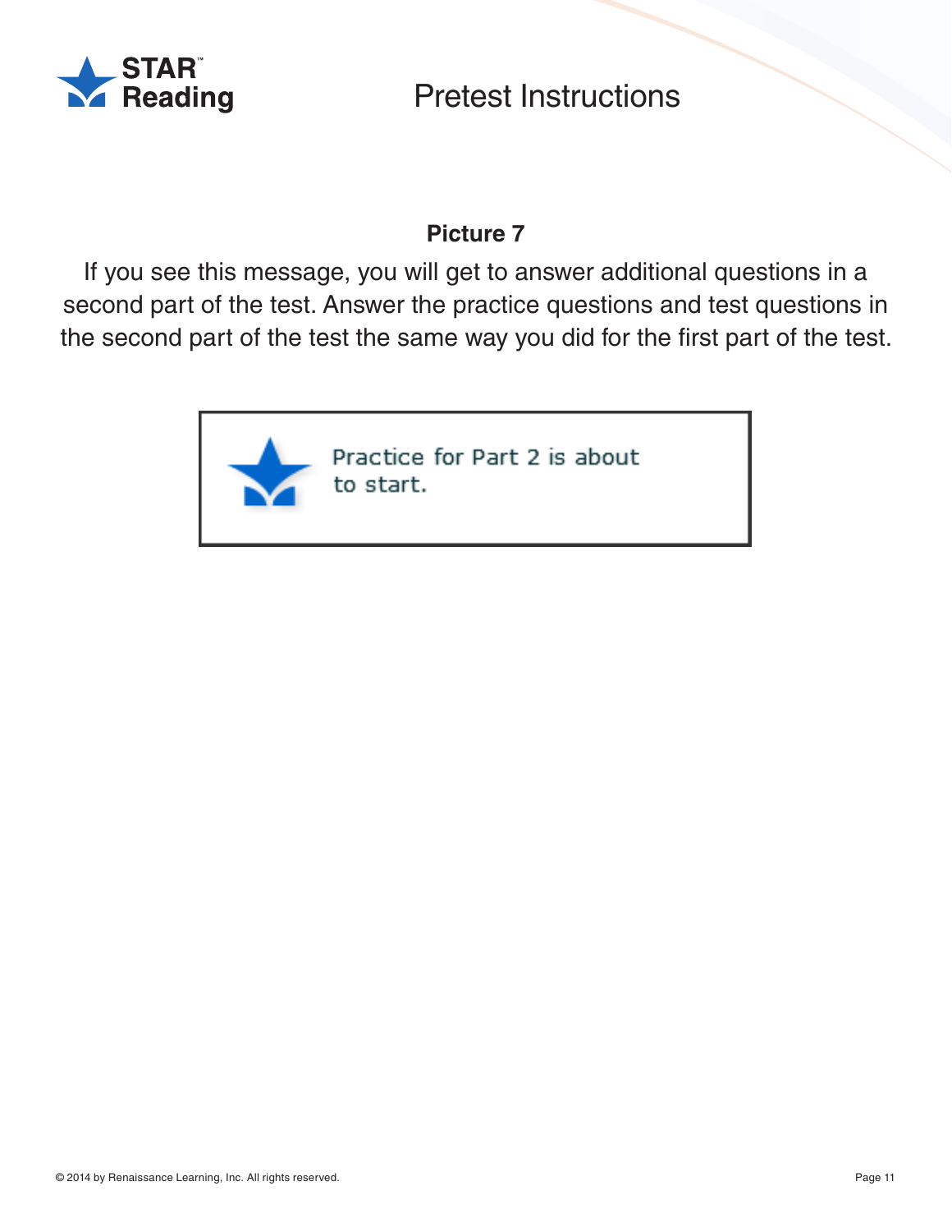**Picture 7**

If you see this message, you will get to answer additional questions in a second part of the test. Answer the practice questions and test questions in the second part of the test the same way you did for the first part of the test.

Practice for Part 2 is about to start.